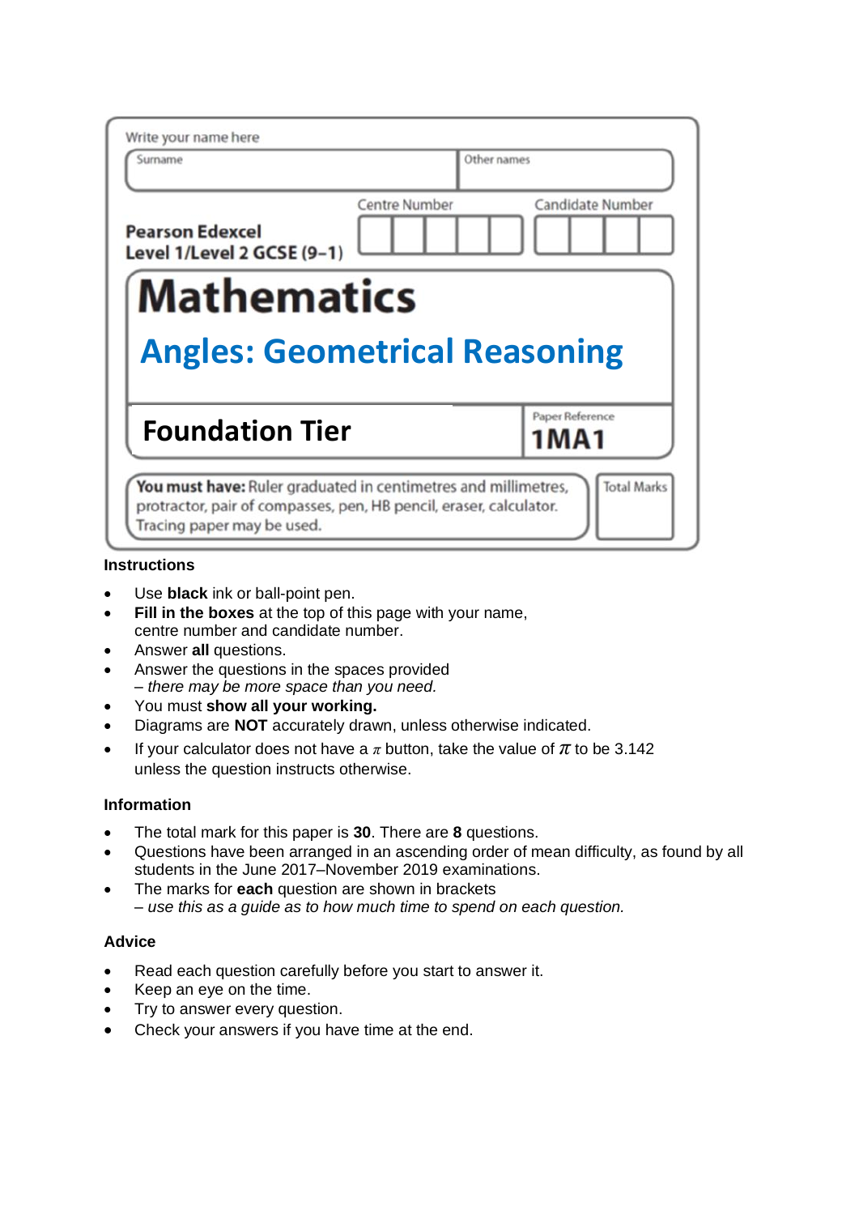Write your name here

| Surname | Other names |
| --- | --- |
| | |

**Pearson Edexcel Level 1/Level 2 GCSE (9–1)**

| Centre Number | Candidate Number |
| --- | --- |
| | |

# Mathematics

## Angles: Geometrical Reasoning

| **Foundation Tier** | Paper Reference **1MA1** |
| --- | --- |

**You must have:** Ruler graduated in centimetres and millimetres, protractor, pair of compasses, pen, HB pencil, eraser, calculator. Tracing paper may be used.

Total Marks

### Instructions

- Use **black** ink or ball-point pen.
- **Fill in the boxes** at the top of this page with your name, centre number and candidate number.
- Answer **all** questions.
- Answer the questions in the spaces provided – *there may be more space than you need.*
- You must **show all your working.**
- Diagrams are **NOT** accurately drawn, unless otherwise indicated.
- If your calculator does not have a $\pi$ button, take the value of $\pi$ to be 3.142 unless the question instructs otherwise.

### Information

- The total mark for this paper is **30**. There are **8** questions.
- Questions have been arranged in an ascending order of mean difficulty, as found by all students in the June 2017–November 2019 examinations.
- The marks for **each** question are shown in brackets – *use this as a guide as to how much time to spend on each question.*

### Advice

- Read each question carefully before you start to answer it.
- Keep an eye on the time.
- Try to answer every question.
- Check your answers if you have time at the end.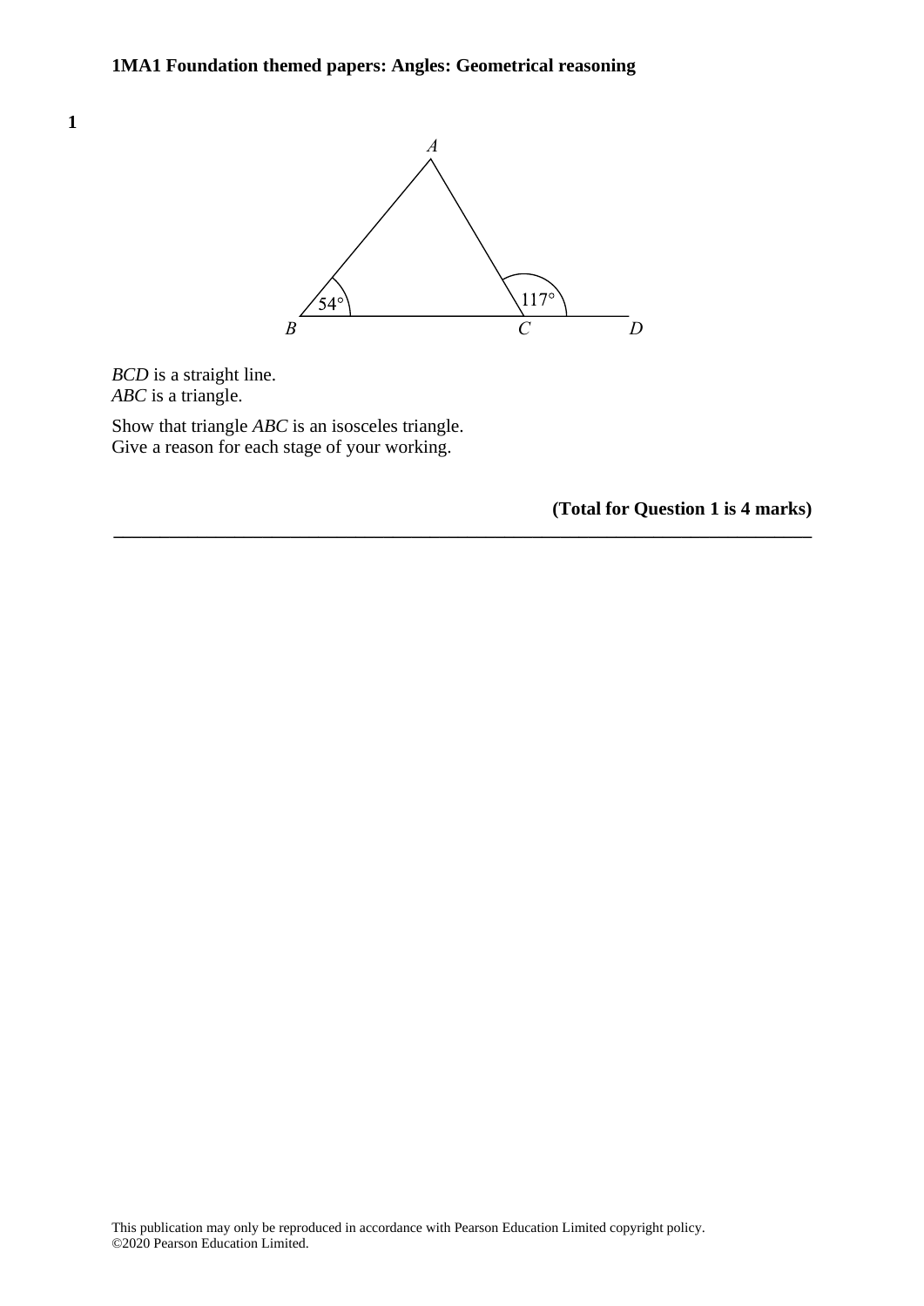# 1MA1 Foundation themed papers: Angles: Geometrical reasoning

**1**

*BCD* is a straight line.
*ABC* is a triangle.

Show that triangle *ABC* is an isosceles triangle.
Give a reason for each stage of your working.

**(Total for Question 1 is 4 marks)**

---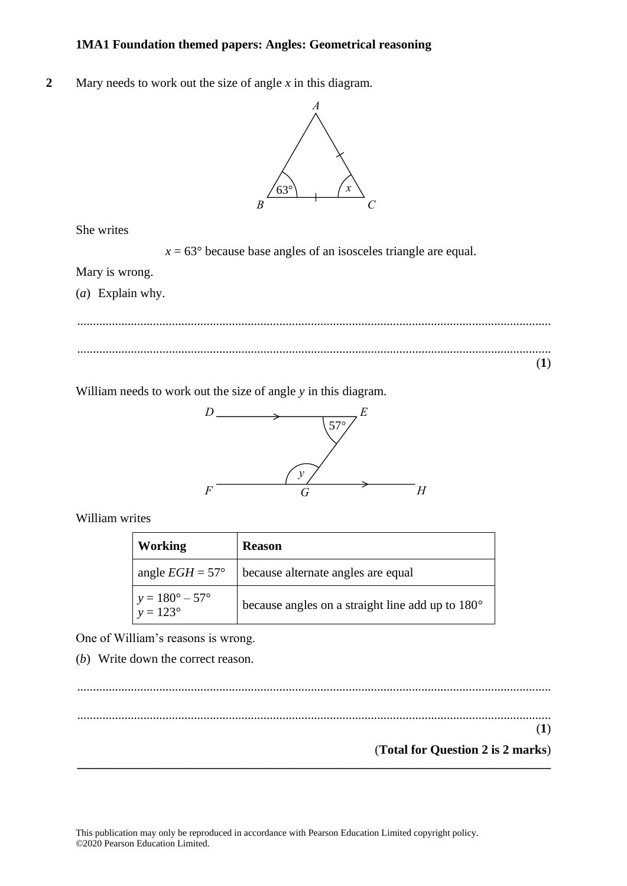**1MA1 Foundation themed papers: Angles: Geometrical reasoning**

**2** Mary needs to work out the size of angle $x$ in this diagram.

She writes

$x = 63°$ because base angles of an isosceles triangle are equal.

Mary is wrong.

(*a*) Explain why.

.......................................................................................................................................................

.......................................................................................................................................................

**(1)**

William needs to work out the size of angle $y$ in this diagram.

William writes

| **Working** | **Reason** |
|---|---|
| angle $EGH = 57°$ | because alternate angles are equal |
| $y = 180° – 57°$ <br> $y = 123°$ | because angles on a straight line add up to 180° |

One of William's reasons is wrong.

(*b*) Write down the correct reason.

.......................................................................................................................................................

.......................................................................................................................................................

**(1)**

**(Total for Question 2 is 2 marks)**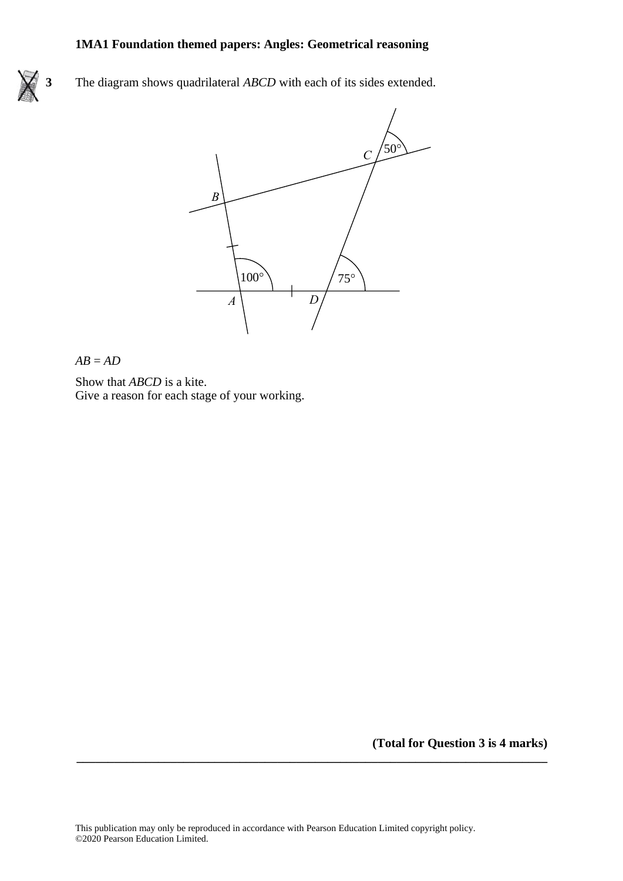**3** The diagram shows quadrilateral *ABCD* with each of its sides extended.

$AB = AD$

Show that *ABCD* is a kite.
Give a reason for each stage of your working.

**(Total for Question 3 is 4 marks)**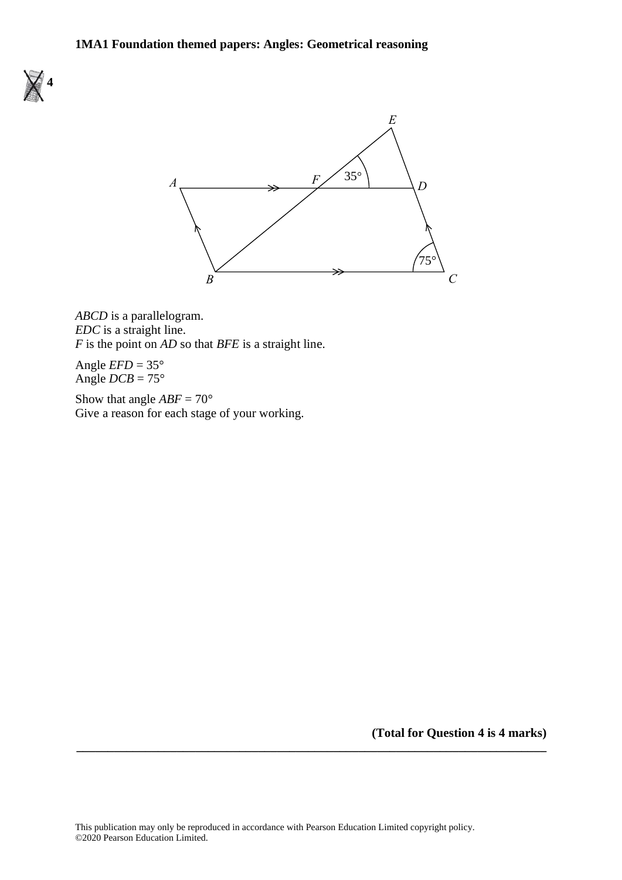**4**

ABCD is a parallelogram.
EDC is a straight line.
F is the point on AD so that BFE is a straight line.

Angle $EFD = 35°$
Angle $DCB = 75°$

Show that angle $ABF = 70°$
Give a reason for each stage of your working.

**(Total for Question 4 is 4 marks)**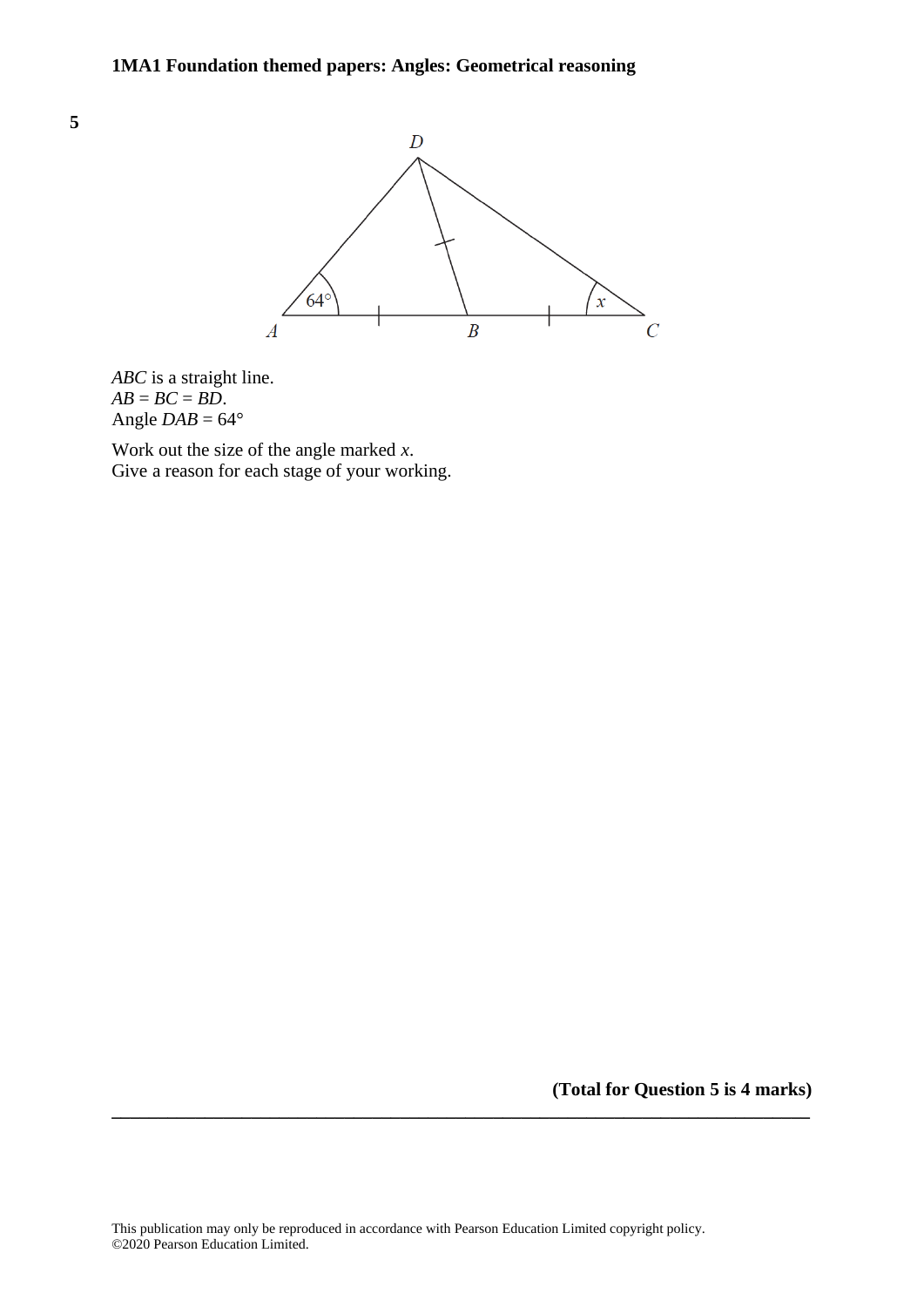**5**

*ABC* is a straight line.
*AB* = *BC* = *BD*.
Angle *DAB* = 64°

Work out the size of the angle marked *x*.
Give a reason for each stage of your working.

**(Total for Question 5 is 4 marks)**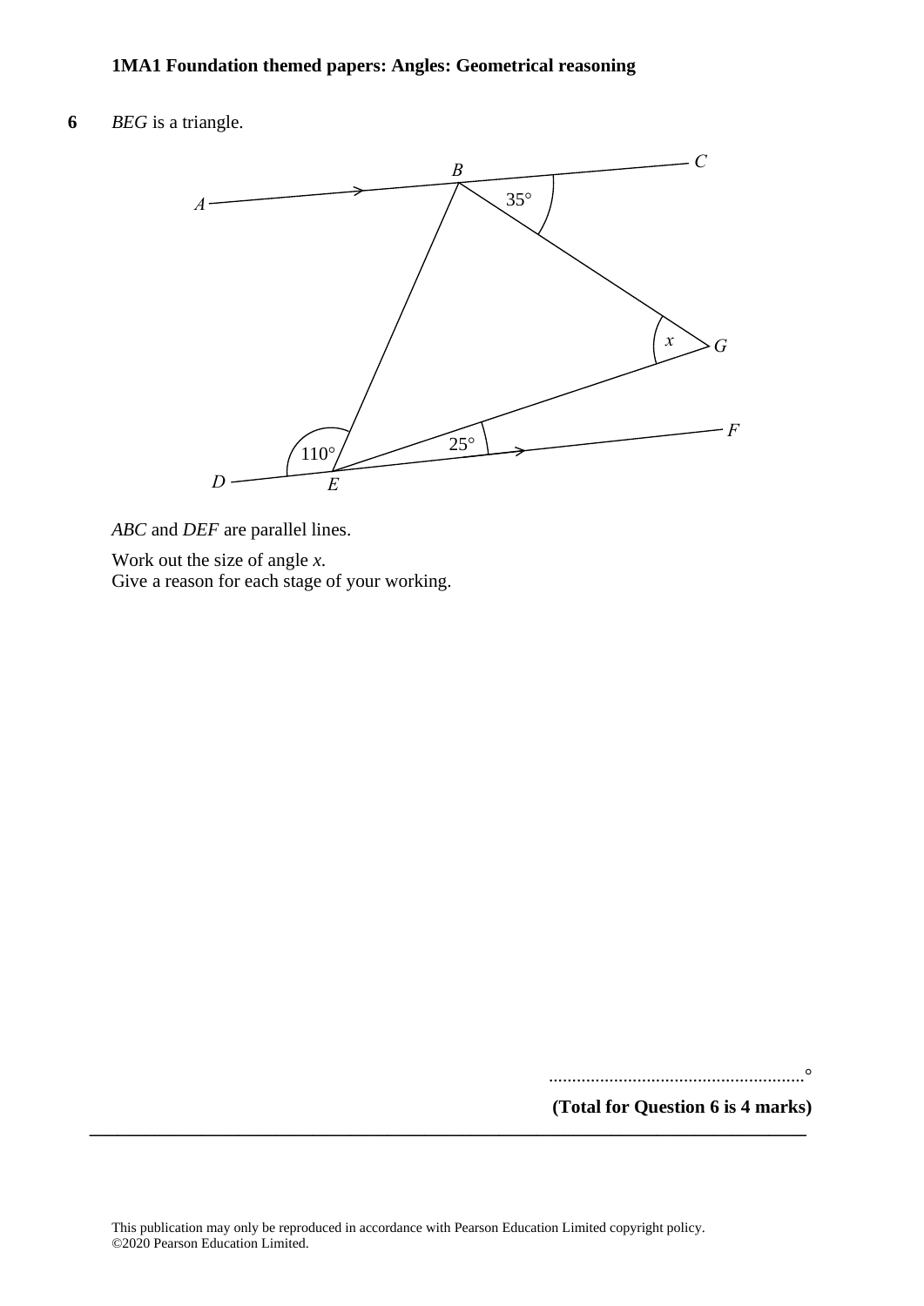**6** *BEG* is a triangle.

*ABC* and *DEF* are parallel lines.

Work out the size of angle $x$.
Give a reason for each stage of your working.

.......................................................°

**(Total for Question 6 is 4 marks)**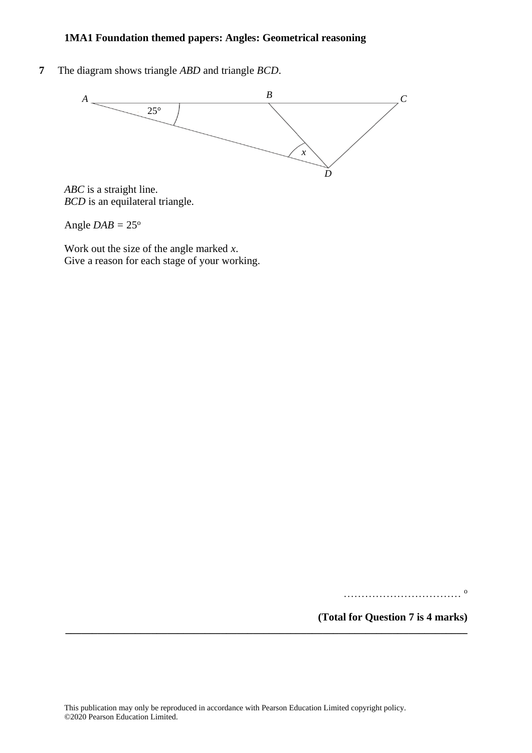**7** The diagram shows triangle *ABD* and triangle *BCD*.

*ABC* is a straight line.
*BCD* is an equilateral triangle.

Angle $DAB = 25^\circ$

Work out the size of the angle marked $x$.
Give a reason for each stage of your working.

.................................. °

**(Total for Question 7 is 4 marks)**

---

This publication may only be reproduced in accordance with Pearson Education Limited copyright policy.
©2020 Pearson Education Limited.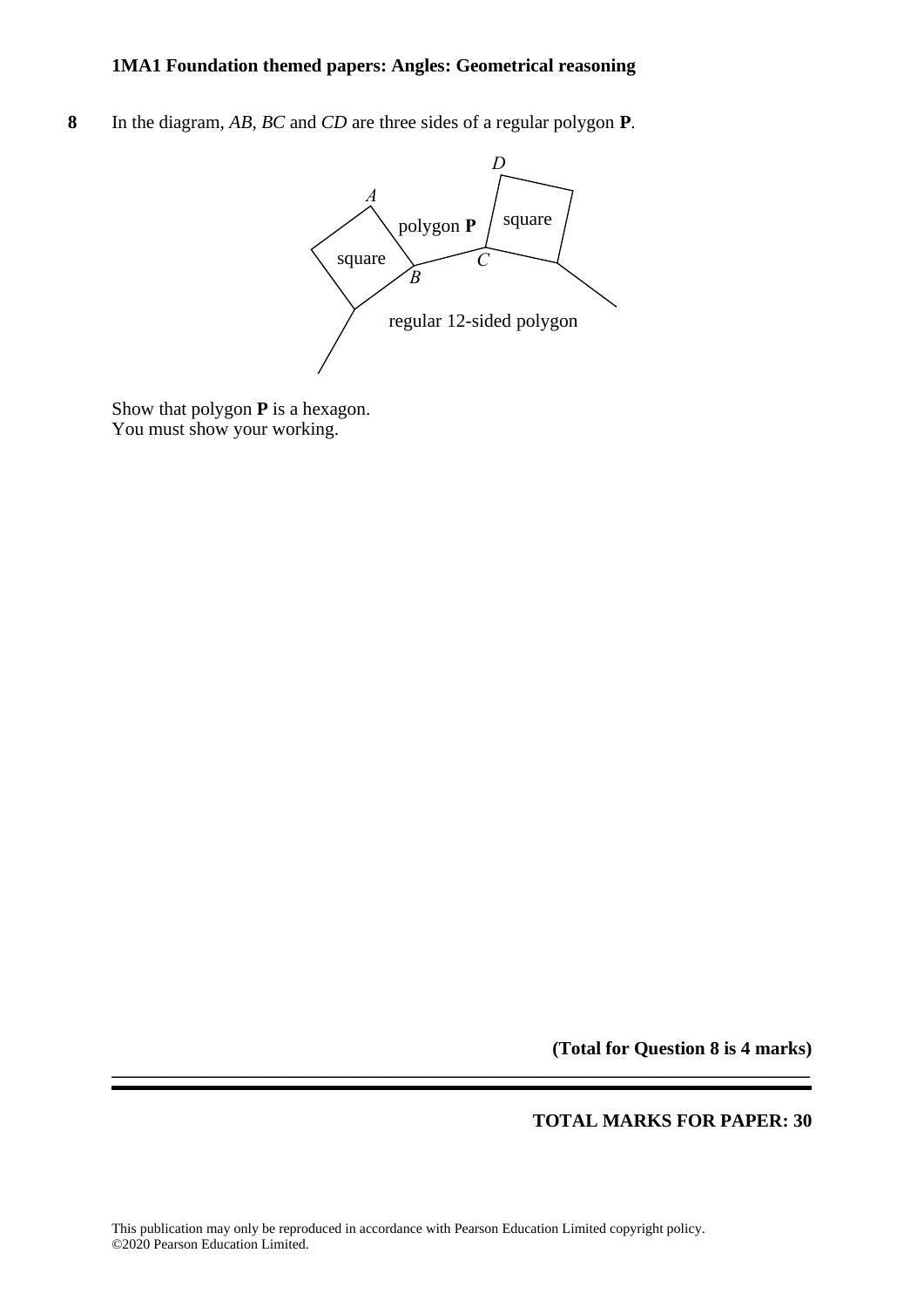**8** In the diagram, $AB$, $BC$ and $CD$ are three sides of a regular polygon **P**.

D

A

polygon **P**

square

square

B

C

regular 12-sided polygon

Show that polygon **P** is a hexagon.
You must show your working.

**(Total for Question 8 is 4 marks)**

---

**TOTAL MARKS FOR PAPER: 30**

This publication may only be reproduced in accordance with Pearson Education Limited copyright policy.
©2020 Pearson Education Limited.